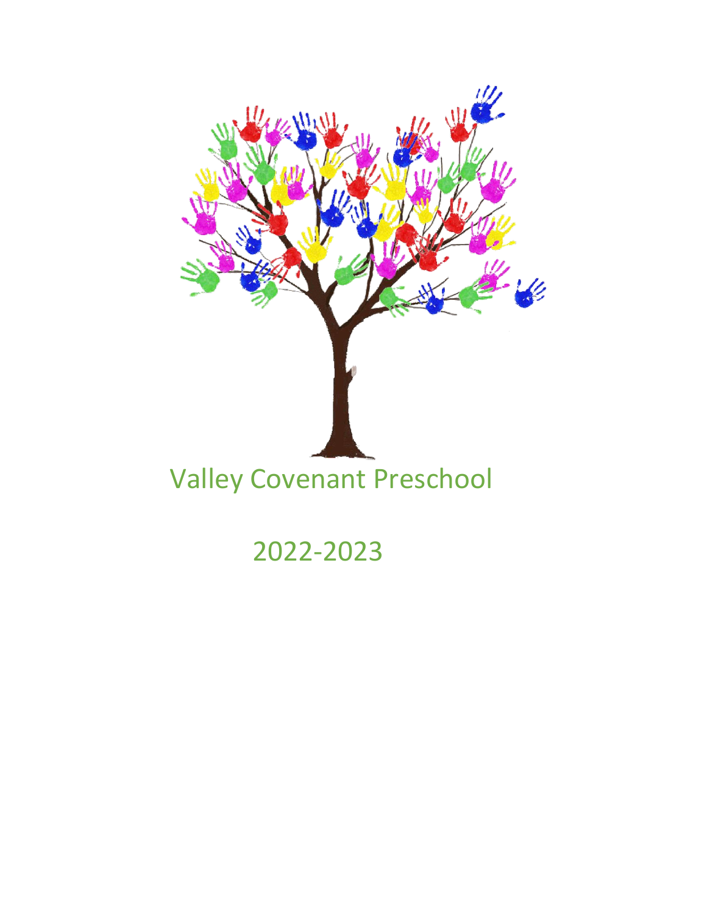# Valley Covenant Preschool

## 2022-2023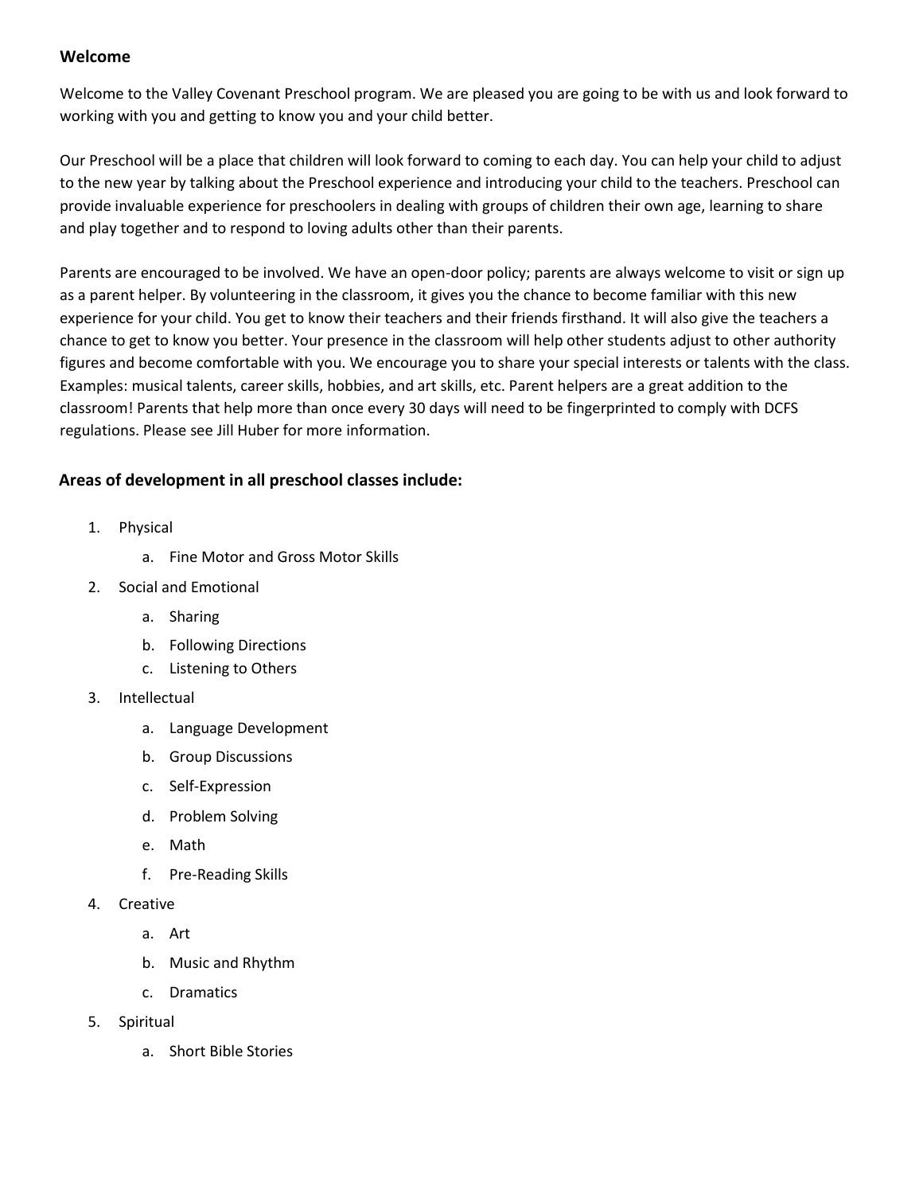## Welcome

Welcome to the Valley Covenant Preschool program. We are pleased you are going to be with us and look forward to working with you and getting to know you and your child better.

Our Preschool will be a place that children will look forward to coming to each day. You can help your child to adjust to the new year by talking about the Preschool experience and introducing your child to the teachers. Preschool can provide invaluable experience for preschoolers in dealing with groups of children their own age, learning to share and play together and to respond to loving adults other than their parents.

Parents are encouraged to be involved. We have an open-door policy; parents are always welcome to visit or sign up as a parent helper. By volunteering in the classroom, it gives you the chance to become familiar with this new experience for your child. You get to know their teachers and their friends firsthand. It will also give the teachers a chance to get to know you better. Your presence in the classroom will help other students adjust to other authority figures and become comfortable with you. We encourage you to share your special interests or talents with the class. Examples: musical talents, career skills, hobbies, and art skills, etc. Parent helpers are a great addition to the classroom! Parents that help more than once every 30 days will need to be fingerprinted to comply with DCFS regulations. Please see Jill Huber for more information.

### Areas of development in all preschool classes include:

1. Physical
   a. Fine Motor and Gross Motor Skills
2. Social and Emotional
   a. Sharing
   b. Following Directions
   c. Listening to Others
3. Intellectual
   a. Language Development
   b. Group Discussions
   c. Self-Expression
   d. Problem Solving
   e. Math
   f. Pre-Reading Skills
4. Creative
   a. Art
   b. Music and Rhythm
   c. Dramatics
5. Spiritual
   a. Short Bible Stories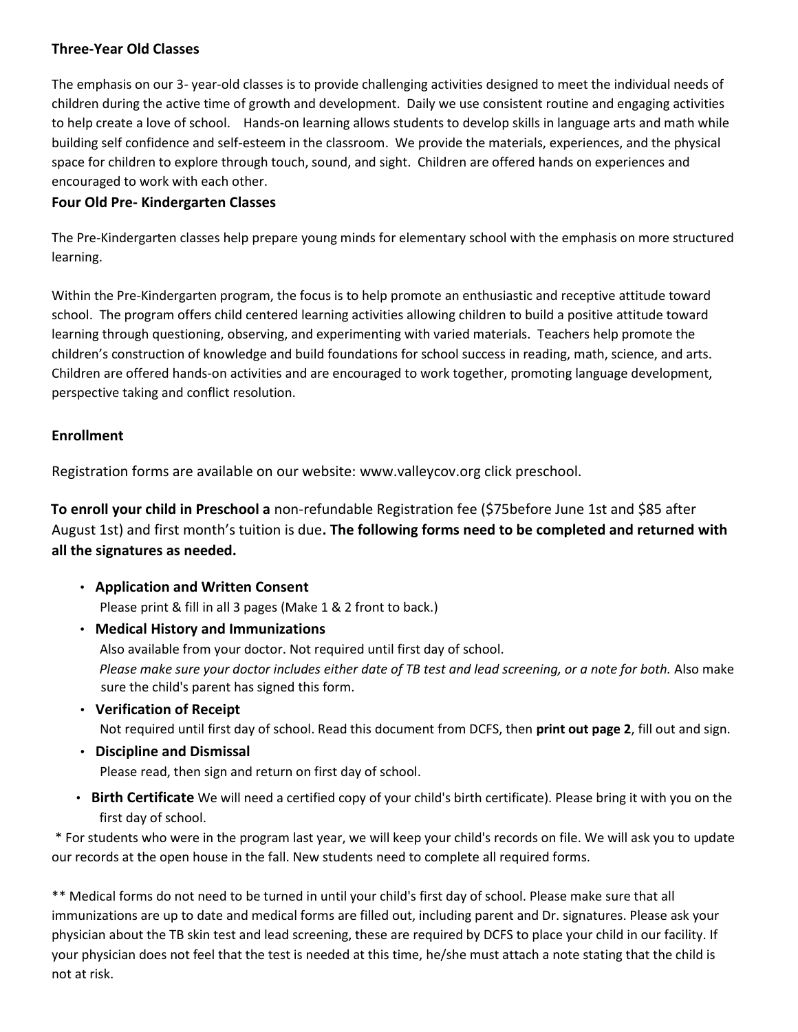### Three-Year Old Classes

The emphasis on our 3- year-old classes is to provide challenging activities designed to meet the individual needs of children during the active time of growth and development. Daily we use consistent routine and engaging activities to help create a love of school. Hands-on learning allows students to develop skills in language arts and math while building self confidence and self-esteem in the classroom. We provide the materials, experiences, and the physical space for children to explore through touch, sound, and sight. Children are offered hands on experiences and encouraged to work with each other.

### Four Old Pre- Kindergarten Classes

The Pre-Kindergarten classes help prepare young minds for elementary school with the emphasis on more structured learning.

Within the Pre-Kindergarten program, the focus is to help promote an enthusiastic and receptive attitude toward school. The program offers child centered learning activities allowing children to build a positive attitude toward learning through questioning, observing, and experimenting with varied materials. Teachers help promote the children's construction of knowledge and build foundations for school success in reading, math, science, and arts. Children are offered hands-on activities and are encouraged to work together, promoting language development, perspective taking and conflict resolution.

### Enrollment

Registration forms are available on our website: www.valleycov.org click preschool.

**To enroll your child in Preschool a** non-refundable Registration fee ($75before June 1st and $85 after August 1st) and first month's tuition is due**. The following forms need to be completed and returned with all the signatures as needed.**

- **Application and Written Consent**
  Please print & fill in all 3 pages (Make 1 & 2 front to back.)
- **Medical History and Immunizations**
  Also available from your doctor. Not required until first day of school.
  *Please make sure your doctor includes either date of TB test and lead screening, or a note for both.* Also make sure the child's parent has signed this form.
- **Verification of Receipt**
  Not required until first day of school. Read this document from DCFS, then **print out page 2**, fill out and sign.
- **Discipline and Dismissal**
  Please read, then sign and return on first day of school.
- **Birth Certificate** We will need a certified copy of your child's birth certificate). Please bring it with you on the first day of school.

\* For students who were in the program last year, we will keep your child's records on file. We will ask you to update our records at the open house in the fall. New students need to complete all required forms.

** Medical forms do not need to be turned in until your child's first day of school. Please make sure that all immunizations are up to date and medical forms are filled out, including parent and Dr. signatures. Please ask your physician about the TB skin test and lead screening, these are required by DCFS to place your child in our facility. If your physician does not feel that the test is needed at this time, he/she must attach a note stating that the child is not at risk.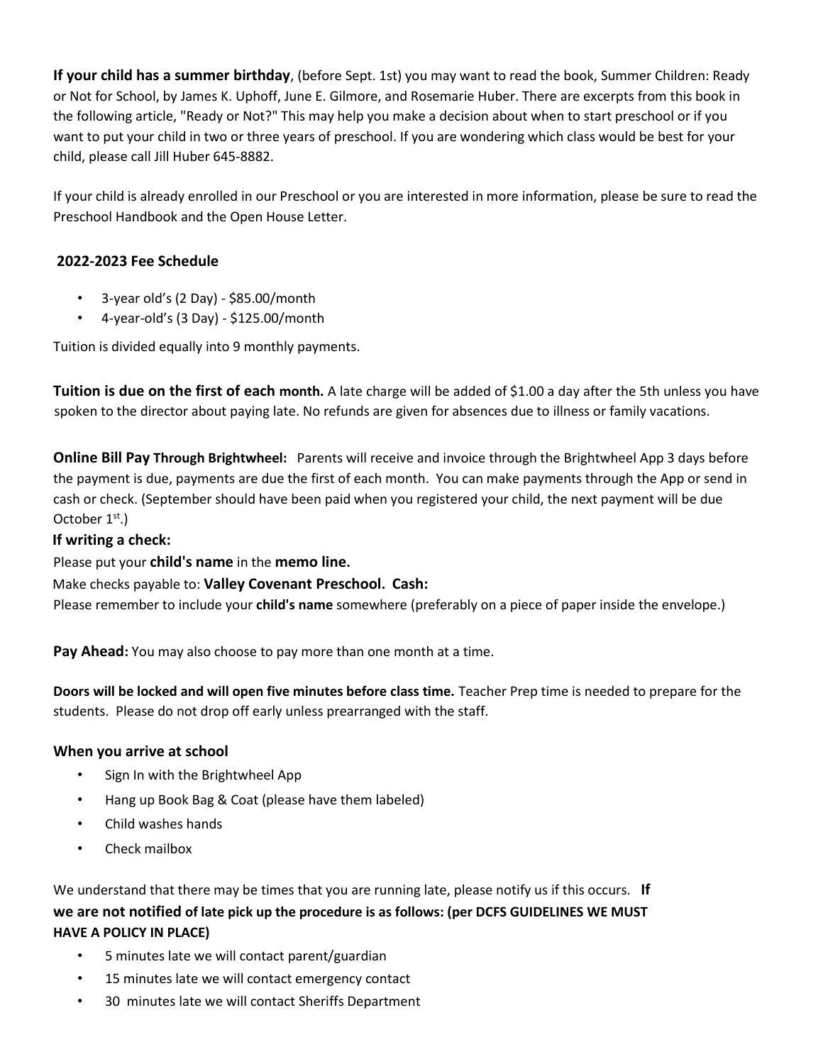**If your child has a summer birthday**, (before Sept. 1st) you may want to read the book, Summer Children: Ready or Not for School, by James K. Uphoff, June E. Gilmore, and Rosemarie Huber. There are excerpts from this book in the following article, "Ready or Not?" This may help you make a decision about when to start preschool or if you want to put your child in two or three years of preschool. If you are wondering which class would be best for your child, please call Jill Huber 645-8882.

If your child is already enrolled in our Preschool or you are interested in more information, please be sure to read the Preschool Handbook and the Open House Letter.

### 2022-2023 Fee Schedule

- 3-year old's (2 Day) - $85.00/month
- 4-year-old's (3 Day) - $125.00/month

Tuition is divided equally into 9 monthly payments.

**Tuition is due on the first of each month.** A late charge will be added of $1.00 a day after the 5th unless you have spoken to the director about paying late. No refunds are given for absences due to illness or family vacations.

**Online Bill Pay Through Brightwheel:** Parents will receive and invoice through the Brightwheel App 3 days before the payment is due, payments are due the first of each month. You can make payments through the App or send in cash or check. (September should have been paid when you registered your child, the next payment will be due October 1st.)

**If writing a check:**

Please put your **child's name** in the **memo line.**

Make checks payable to: **Valley Covenant Preschool. Cash:**

Please remember to include your **child's name** somewhere (preferably on a piece of paper inside the envelope.)

**Pay Ahead:** You may also choose to pay more than one month at a time.

**Doors will be locked and will open five minutes before class time.** Teacher Prep time is needed to prepare for the students. Please do not drop off early unless prearranged with the staff.

### When you arrive at school

- Sign In with the Brightwheel App
- Hang up Book Bag & Coat (please have them labeled)
- Child washes hands
- Check mailbox

We understand that there may be times that you are running late, please notify us if this occurs. **If we are not notified of late pick up the procedure is as follows: (per DCFS GUIDELINES WE MUST HAVE A POLICY IN PLACE)**

- 5 minutes late we will contact parent/guardian
- 15 minutes late we will contact emergency contact
- 30 minutes late we will contact Sheriffs Department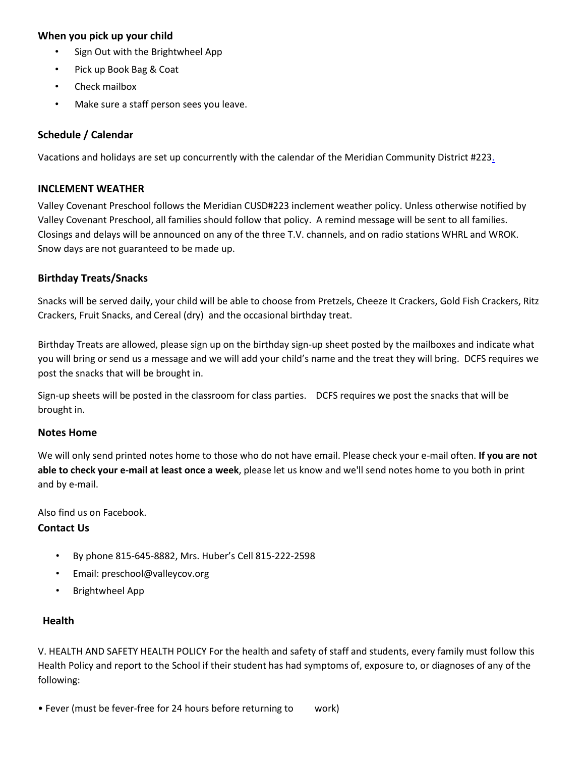### When you pick up your child

- Sign Out with the Brightwheel App
- Pick up Book Bag & Coat
- Check mailbox
- Make sure a staff person sees you leave.

### Schedule / Calendar

Vacations and holidays are set up concurrently with the calendar of the Meridian Community District #223.

### INCLEMENT WEATHER

Valley Covenant Preschool follows the Meridian CUSD#223 inclement weather policy. Unless otherwise notified by Valley Covenant Preschool, all families should follow that policy. A remind message will be sent to all families. Closings and delays will be announced on any of the three T.V. channels, and on radio stations WHRL and WROK. Snow days are not guaranteed to be made up.

### Birthday Treats/Snacks

Snacks will be served daily, your child will be able to choose from Pretzels, Cheeze It Crackers, Gold Fish Crackers, Ritz Crackers, Fruit Snacks, and Cereal (dry) and the occasional birthday treat.

Birthday Treats are allowed, please sign up on the birthday sign-up sheet posted by the mailboxes and indicate what you will bring or send us a message and we will add your child's name and the treat they will bring. DCFS requires we post the snacks that will be brought in.

Sign-up sheets will be posted in the classroom for class parties. DCFS requires we post the snacks that will be brought in.

### Notes Home

We will only send printed notes home to those who do not have email. Please check your e-mail often. **If you are not able to check your e-mail at least once a week**, please let us know and we'll send notes home to you both in print and by e-mail.

Also find us on Facebook.

### Contact Us

- By phone 815-645-8882, Mrs. Huber's Cell 815-222-2598
- Email: preschool@valleycov.org
- Brightwheel App

### Health

V. HEALTH AND SAFETY HEALTH POLICY For the health and safety of staff and students, every family must follow this Health Policy and report to the School if their student has had symptoms of, exposure to, or diagnoses of any of the following:

- Fever (must be fever-free for 24 hours before returning to work)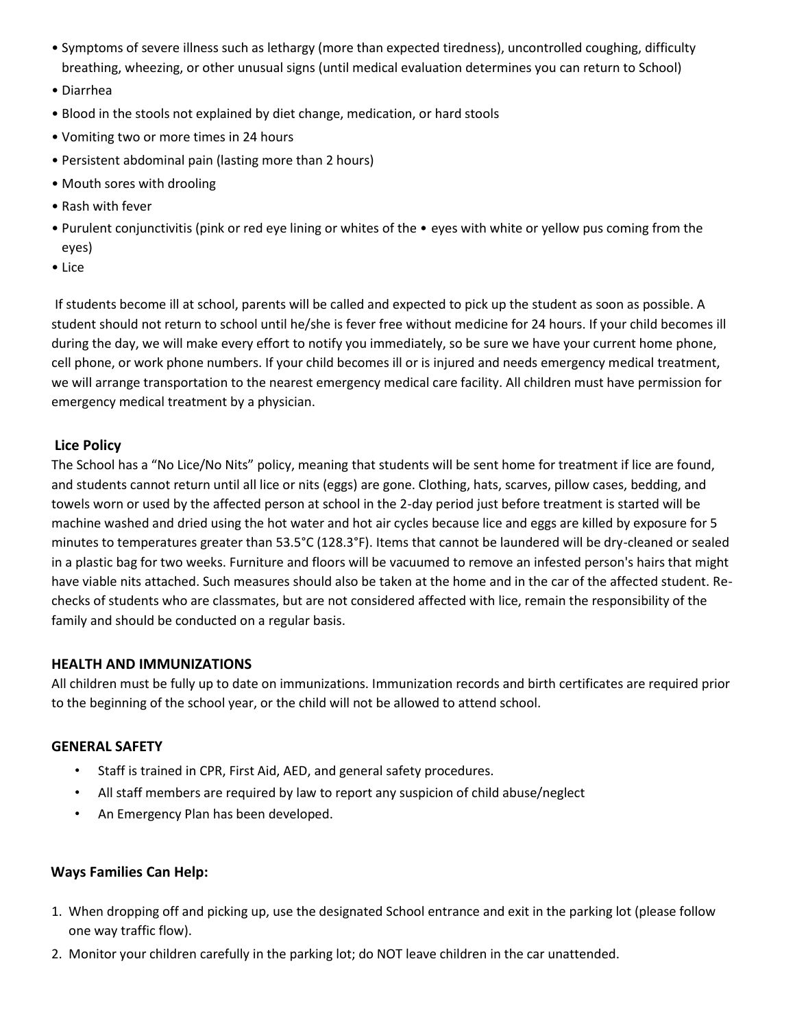- Symptoms of severe illness such as lethargy (more than expected tiredness), uncontrolled coughing, difficulty breathing, wheezing, or other unusual signs (until medical evaluation determines you can return to School)
- Diarrhea
- Blood in the stools not explained by diet change, medication, or hard stools
- Vomiting two or more times in 24 hours
- Persistent abdominal pain (lasting more than 2 hours)
- Mouth sores with drooling
- Rash with fever
- Purulent conjunctivitis (pink or red eye lining or whites of the • eyes with white or yellow pus coming from the eyes)
- Lice

If students become ill at school, parents will be called and expected to pick up the student as soon as possible. A student should not return to school until he/she is fever free without medicine for 24 hours. If your child becomes ill during the day, we will make every effort to notify you immediately, so be sure we have your current home phone, cell phone, or work phone numbers. If your child becomes ill or is injured and needs emergency medical treatment, we will arrange transportation to the nearest emergency medical care facility. All children must have permission for emergency medical treatment by a physician.

**Lice Policy**

The School has a "No Lice/No Nits" policy, meaning that students will be sent home for treatment if lice are found, and students cannot return until all lice or nits (eggs) are gone. Clothing, hats, scarves, pillow cases, bedding, and towels worn or used by the affected person at school in the 2-day period just before treatment is started will be machine washed and dried using the hot water and hot air cycles because lice and eggs are killed by exposure for 5 minutes to temperatures greater than 53.5°C (128.3°F). Items that cannot be laundered will be dry-cleaned or sealed in a plastic bag for two weeks. Furniture and floors will be vacuumed to remove an infested person's hairs that might have viable nits attached. Such measures should also be taken at the home and in the car of the affected student. Re-checks of students who are classmates, but are not considered affected with lice, remain the responsibility of the family and should be conducted on a regular basis.

## HEALTH AND IMMUNIZATIONS

All children must be fully up to date on immunizations. Immunization records and birth certificates are required prior to the beginning of the school year, or the child will not be allowed to attend school.

## GENERAL SAFETY

- Staff is trained in CPR, First Aid, AED, and general safety procedures.
- All staff members are required by law to report any suspicion of child abuse/neglect
- An Emergency Plan has been developed.

**Ways Families Can Help:**

1. When dropping off and picking up, use the designated School entrance and exit in the parking lot (please follow one way traffic flow).
2. Monitor your children carefully in the parking lot; do NOT leave children in the car unattended.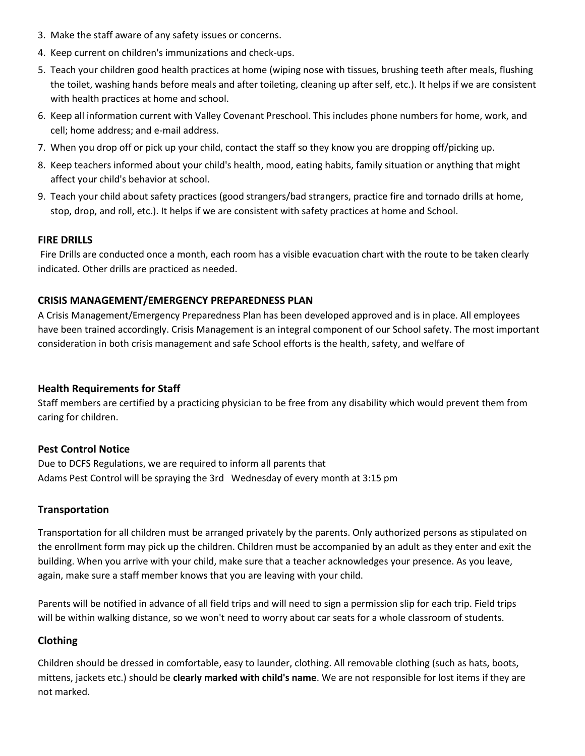3. Make the staff aware of any safety issues or concerns.
4. Keep current on children's immunizations and check-ups.
5. Teach your children good health practices at home (wiping nose with tissues, brushing teeth after meals, flushing the toilet, washing hands before meals and after toileting, cleaning up after self, etc.). It helps if we are consistent with health practices at home and school.
6. Keep all information current with Valley Covenant Preschool. This includes phone numbers for home, work, and cell; home address; and e-mail address.
7. When you drop off or pick up your child, contact the staff so they know you are dropping off/picking up.
8. Keep teachers informed about your child's health, mood, eating habits, family situation or anything that might affect your child's behavior at school.
9. Teach your child about safety practices (good strangers/bad strangers, practice fire and tornado drills at home, stop, drop, and roll, etc.). It helps if we are consistent with safety practices at home and School.

**FIRE DRILLS**

Fire Drills are conducted once a month, each room has a visible evacuation chart with the route to be taken clearly indicated. Other drills are practiced as needed.

**CRISIS MANAGEMENT/EMERGENCY PREPAREDNESS PLAN**

A Crisis Management/Emergency Preparedness Plan has been developed approved and is in place. All employees have been trained accordingly. Crisis Management is an integral component of our School safety. The most important consideration in both crisis management and safe School efforts is the health, safety, and welfare of

### Health Requirements for Staff

Staff members are certified by a practicing physician to be free from any disability which would prevent them from caring for children.

### Pest Control Notice

Due to DCFS Regulations, we are required to inform all parents that
Adams Pest Control will be spraying the 3rd Wednesday of every month at 3:15 pm

### Transportation

Transportation for all children must be arranged privately by the parents. Only authorized persons as stipulated on the enrollment form may pick up the children. Children must be accompanied by an adult as they enter and exit the building. When you arrive with your child, make sure that a teacher acknowledges your presence. As you leave, again, make sure a staff member knows that you are leaving with your child.

Parents will be notified in advance of all field trips and will need to sign a permission slip for each trip. Field trips will be within walking distance, so we won't need to worry about car seats for a whole classroom of students.

### Clothing

Children should be dressed in comfortable, easy to launder, clothing. All removable clothing (such as hats, boots, mittens, jackets etc.) should be **clearly marked with child's name**. We are not responsible for lost items if they are not marked.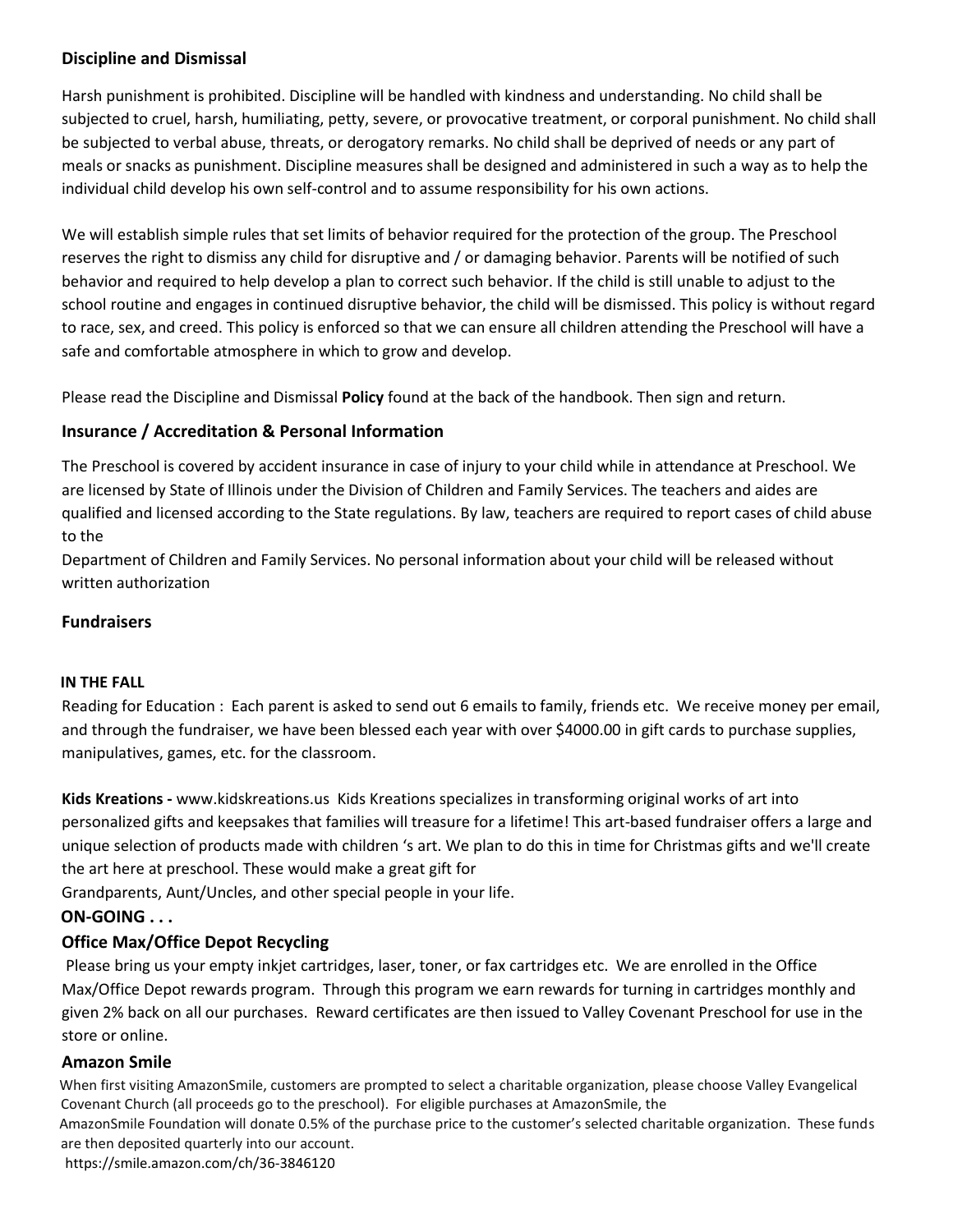## Discipline and Dismissal

Harsh punishment is prohibited. Discipline will be handled with kindness and understanding. No child shall be subjected to cruel, harsh, humiliating, petty, severe, or provocative treatment, or corporal punishment. No child shall be subjected to verbal abuse, threats, or derogatory remarks. No child shall be deprived of needs or any part of meals or snacks as punishment. Discipline measures shall be designed and administered in such a way as to help the individual child develop his own self-control and to assume responsibility for his own actions.

We will establish simple rules that set limits of behavior required for the protection of the group. The Preschool reserves the right to dismiss any child for disruptive and / or damaging behavior. Parents will be notified of such behavior and required to help develop a plan to correct such behavior. If the child is still unable to adjust to the school routine and engages in continued disruptive behavior, the child will be dismissed. This policy is without regard to race, sex, and creed. This policy is enforced so that we can ensure all children attending the Preschool will have a safe and comfortable atmosphere in which to grow and develop.

Please read the Discipline and Dismissal **Policy** found at the back of the handbook. Then sign and return.

## Insurance / Accreditation & Personal Information

The Preschool is covered by accident insurance in case of injury to your child while in attendance at Preschool. We are licensed by State of Illinois under the Division of Children and Family Services. The teachers and aides are qualified and licensed according to the State regulations. By law, teachers are required to report cases of child abuse to the
Department of Children and Family Services. No personal information about your child will be released without written authorization

## Fundraisers

**IN THE FALL**

Reading for Education : Each parent is asked to send out 6 emails to family, friends etc. We receive money per email, and through the fundraiser, we have been blessed each year with over $4000.00 in gift cards to purchase supplies, manipulatives, games, etc. for the classroom.

**Kids Kreations -** www.kidskreations.us Kids Kreations specializes in transforming original works of art into personalized gifts and keepsakes that families will treasure for a lifetime! This art-based fundraiser offers a large and unique selection of products made with children 's art. We plan to do this in time for Christmas gifts and we'll create the art here at preschool. These would make a great gift for
Grandparents, Aunt/Uncles, and other special people in your life.

**ON-GOING . . .**

### Office Max/Office Depot Recycling

Please bring us your empty inkjet cartridges, laser, toner, or fax cartridges etc. We are enrolled in the Office Max/Office Depot rewards program. Through this program we earn rewards for turning in cartridges monthly and given 2% back on all our purchases. Reward certificates are then issued to Valley Covenant Preschool for use in the store or online.

### Amazon Smile

When first visiting AmazonSmile, customers are prompted to select a charitable organization, please choose Valley Evangelical Covenant Church (all proceeds go to the preschool). For eligible purchases at AmazonSmile, the
AmazonSmile Foundation will donate 0.5% of the purchase price to the customer's selected charitable organization. These funds are then deposited quarterly into our account.
https://smile.amazon.com/ch/36-3846120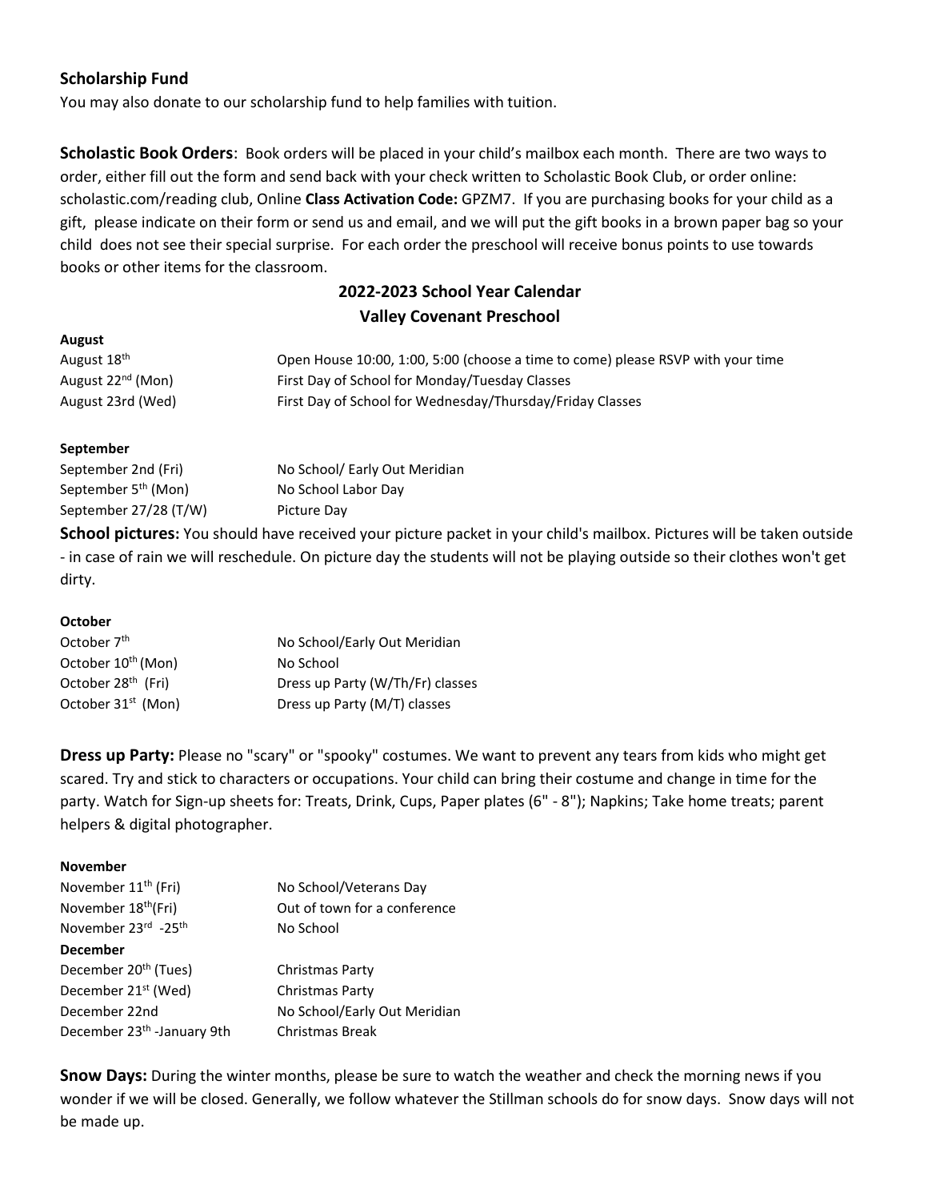**Scholarship Fund**

You may also donate to our scholarship fund to help families with tuition.

**Scholastic Book Orders**: Book orders will be placed in your child's mailbox each month. There are two ways to order, either fill out the form and send back with your check written to Scholastic Book Club, or order online: scholastic.com/reading club, Online **Class Activation Code:** GPZM7. If you are purchasing books for your child as a gift, please indicate on their form or send us and email, and we will put the gift books in a brown paper bag so your child does not see their special surprise. For each order the preschool will receive bonus points to use towards books or other items for the classroom.

## 2022-2023 School Year Calendar
## Valley Covenant Preschool

**August**

| | |
|---|---|
| August 18th | Open House 10:00, 1:00, 5:00 (choose a time to come) please RSVP with your time |
| August 22nd (Mon) | First Day of School for Monday/Tuesday Classes |
| August 23rd (Wed) | First Day of School for Wednesday/Thursday/Friday Classes |

**September**

| | |
|---|---|
| September 2nd (Fri) | No School/ Early Out Meridian |
| September 5th (Mon) | No School Labor Day |
| September 27/28 (T/W) | Picture Day |

**School pictures:** You should have received your picture packet in your child's mailbox. Pictures will be taken outside - in case of rain we will reschedule. On picture day the students will not be playing outside so their clothes won't get dirty.

**October**

| | |
|---|---|
| October 7th | No School/Early Out Meridian |
| October 10th (Mon) | No School |
| October 28th (Fri) | Dress up Party (W/Th/Fr) classes |
| October 31st (Mon) | Dress up Party (M/T) classes |

**Dress up Party:** Please no "scary" or "spooky" costumes. We want to prevent any tears from kids who might get scared. Try and stick to characters or occupations. Your child can bring their costume and change in time for the party. Watch for Sign-up sheets for: Treats, Drink, Cups, Paper plates (6" - 8"); Napkins; Take home treats; parent helpers & digital photographer.

**November**

| | |
|---|---|
| November 11th (Fri) | No School/Veterans Day |
| November 18th(Fri) | Out of town for a conference |
| November 23rd -25th | No School |

**December**

| | |
|---|---|
| December 20th (Tues) | Christmas Party |
| December 21st (Wed) | Christmas Party |
| December 22nd | No School/Early Out Meridian |
| December 23th -January 9th | Christmas Break |

**Snow Days:** During the winter months, please be sure to watch the weather and check the morning news if you wonder if we will be closed. Generally, we follow whatever the Stillman schools do for snow days. Snow days will not be made up.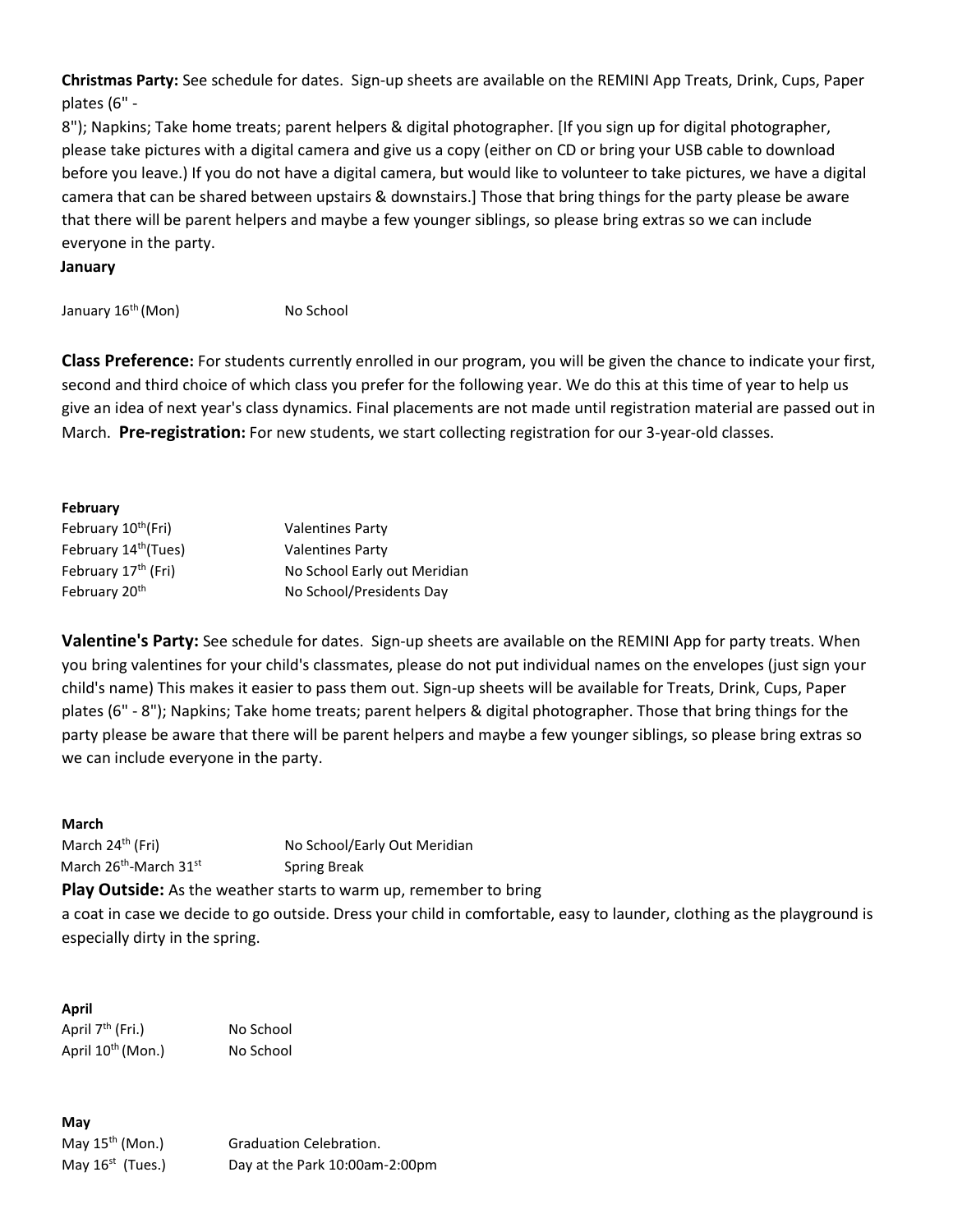**Christmas Party:** See schedule for dates. Sign-up sheets are available on the REMINI App Treats, Drink, Cups, Paper plates (6" - 8"); Napkins; Take home treats; parent helpers & digital photographer. [If you sign up for digital photographer, please take pictures with a digital camera and give us a copy (either on CD or bring your USB cable to download before you leave.) If you do not have a digital camera, but would like to volunteer to take pictures, we have a digital camera that can be shared between upstairs & downstairs.] Those that bring things for the party please be aware that there will be parent helpers and maybe a few younger siblings, so please bring extras so we can include everyone in the party.

**January**

| | |
|---|---|
| January 16th (Mon) | No School |

**Class Preference:** For students currently enrolled in our program, you will be given the chance to indicate your first, second and third choice of which class you prefer for the following year. We do this at this time of year to help us give an idea of next year's class dynamics. Final placements are not made until registration material are passed out in March. **Pre-registration:** For new students, we start collecting registration for our 3-year-old classes.

**February**

| | |
|---|---|
| February 10th (Fri) | Valentines Party |
| February 14th (Tues) | Valentines Party |
| February 17th (Fri) | No School Early out Meridian |
| February 20th | No School/Presidents Day |

**Valentine's Party:** See schedule for dates. Sign-up sheets are available on the REMINI App for party treats. When you bring valentines for your child's classmates, please do not put individual names on the envelopes (just sign your child's name) This makes it easier to pass them out. Sign-up sheets will be available for Treats, Drink, Cups, Paper plates (6" - 8"); Napkins; Take home treats; parent helpers & digital photographer. Those that bring things for the party please be aware that there will be parent helpers and maybe a few younger siblings, so please bring extras so we can include everyone in the party.

**March**

| | |
|---|---|
| March 24th (Fri) | No School/Early Out Meridian |
| March 26th-March 31st | Spring Break |

**Play Outside:** As the weather starts to warm up, remember to bring a coat in case we decide to go outside. Dress your child in comfortable, easy to launder, clothing as the playground is especially dirty in the spring.

**April**

| | |
|---|---|
| April 7th (Fri.) | No School |
| April 10th (Mon.) | No School |

**May**

| | |
|---|---|
| May 15th (Mon.) | Graduation Celebration. |
| May 16st (Tues.) | Day at the Park 10:00am-2:00pm |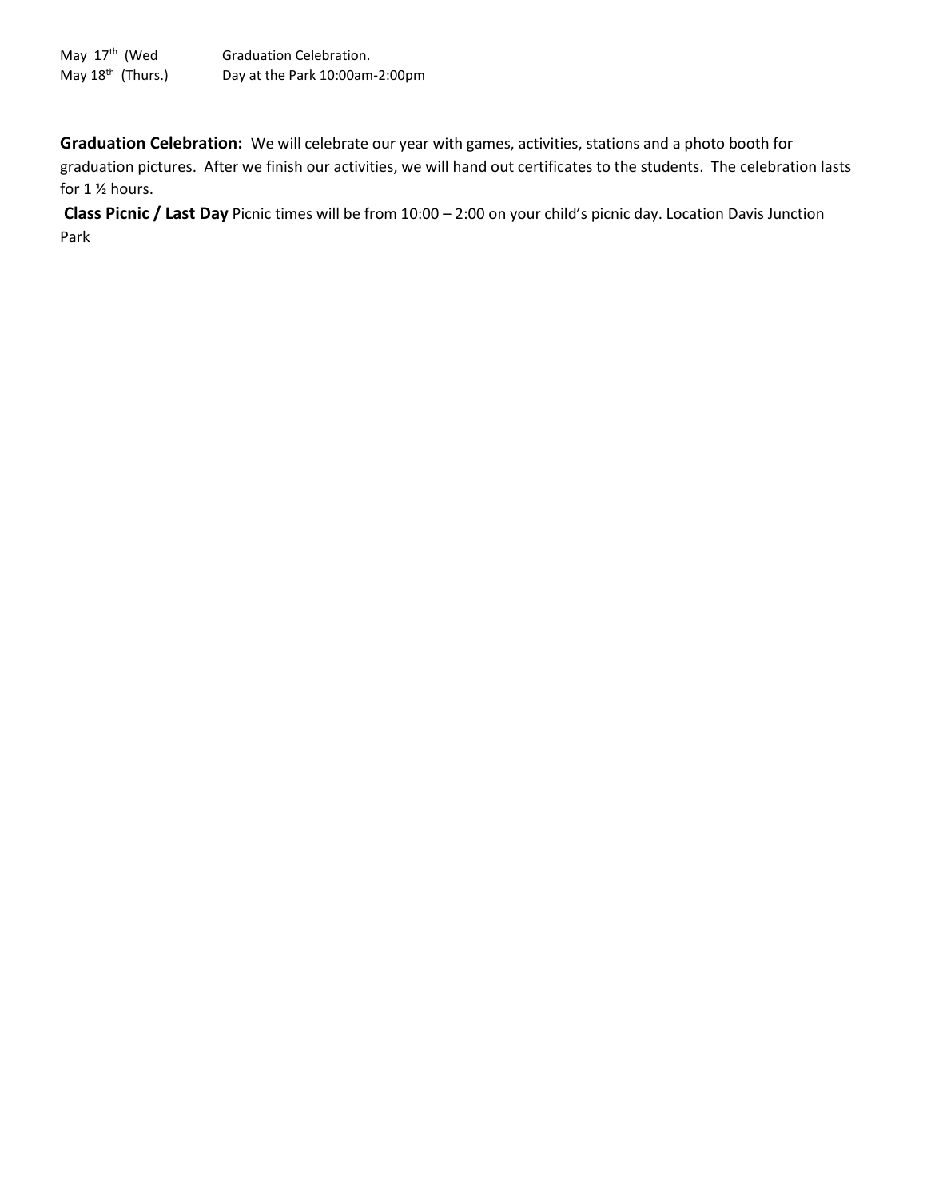| | |
|---|---|
| May 17th (Wed | Graduation Celebration. |
| May 18th (Thurs.) | Day at the Park 10:00am-2:00pm |

**Graduation Celebration:** We will celebrate our year with games, activities, stations and a photo booth for graduation pictures. After we finish our activities, we will hand out certificates to the students. The celebration lasts for 1 ½ hours.

**Class Picnic / Last Day** Picnic times will be from 10:00 – 2:00 on your child's picnic day. Location Davis Junction Park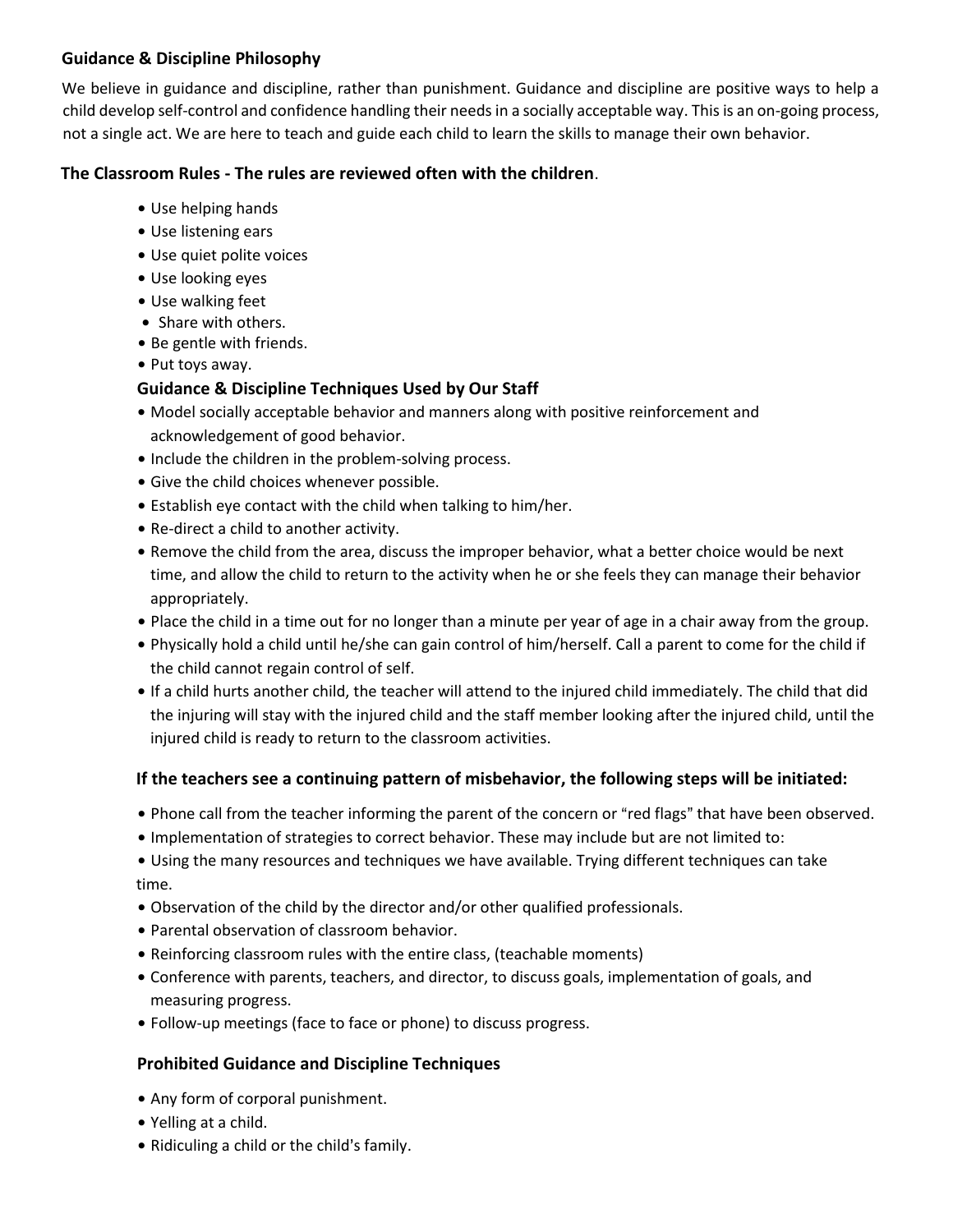## Guidance & Discipline Philosophy

We believe in guidance and discipline, rather than punishment. Guidance and discipline are positive ways to help a child develop self-control and confidence handling their needs in a socially acceptable way. This is an on-going process, not a single act. We are here to teach and guide each child to learn the skills to manage their own behavior.

## The Classroom Rules - The rules are reviewed often with the children.

- Use helping hands
- Use listening ears
- Use quiet polite voices
- Use looking eyes
- Use walking feet
- Share with others.
- Be gentle with friends.
- Put toys away.

### Guidance & Discipline Techniques Used by Our Staff

- Model socially acceptable behavior and manners along with positive reinforcement and acknowledgement of good behavior.
- Include the children in the problem-solving process.
- Give the child choices whenever possible.
- Establish eye contact with the child when talking to him/her.
- Re-direct a child to another activity.
- Remove the child from the area, discuss the improper behavior, what a better choice would be next time, and allow the child to return to the activity when he or she feels they can manage their behavior appropriately.
- Place the child in a time out for no longer than a minute per year of age in a chair away from the group.
- Physically hold a child until he/she can gain control of him/herself. Call a parent to come for the child if the child cannot regain control of self.
- If a child hurts another child, the teacher will attend to the injured child immediately. The child that did the injuring will stay with the injured child and the staff member looking after the injured child, until the injured child is ready to return to the classroom activities.

### If the teachers see a continuing pattern of misbehavior, the following steps will be initiated:

- Phone call from the teacher informing the parent of the concern or "red flags" that have been observed.
- Implementation of strategies to correct behavior. These may include but are not limited to:
- Using the many resources and techniques we have available. Trying different techniques can take time.
- Observation of the child by the director and/or other qualified professionals.
- Parental observation of classroom behavior.
- Reinforcing classroom rules with the entire class, (teachable moments)
- Conference with parents, teachers, and director, to discuss goals, implementation of goals, and measuring progress.
- Follow-up meetings (face to face or phone) to discuss progress.

### Prohibited Guidance and Discipline Techniques

- Any form of corporal punishment.
- Yelling at a child.
- Ridiculing a child or the child's family.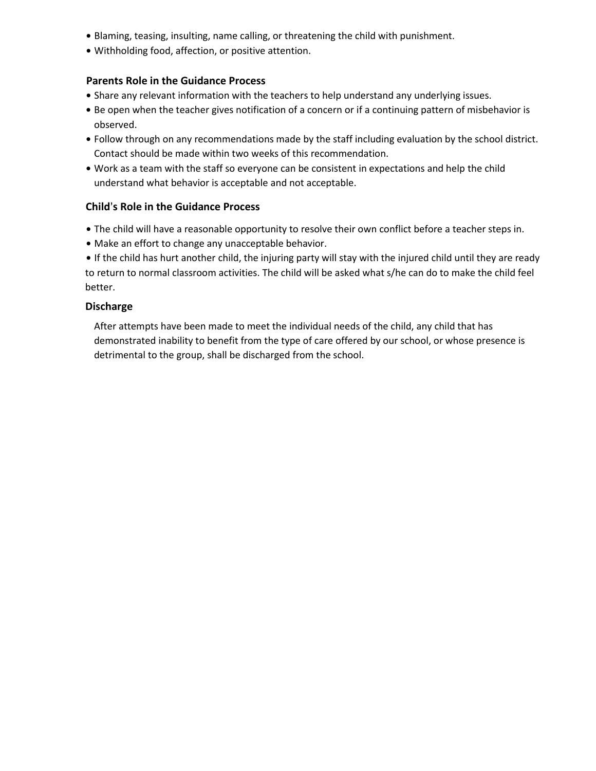- Blaming, teasing, insulting, name calling, or threatening the child with punishment.
- Withholding food, affection, or positive attention.

### Parents Role in the Guidance Process

- Share any relevant information with the teachers to help understand any underlying issues.
- Be open when the teacher gives notification of a concern or if a continuing pattern of misbehavior is observed.
- Follow through on any recommendations made by the staff including evaluation by the school district. Contact should be made within two weeks of this recommendation.
- Work as a team with the staff so everyone can be consistent in expectations and help the child understand what behavior is acceptable and not acceptable.

### Child's Role in the Guidance Process

- The child will have a reasonable opportunity to resolve their own conflict before a teacher steps in.
- Make an effort to change any unacceptable behavior.
- If the child has hurt another child, the injuring party will stay with the injured child until they are ready to return to normal classroom activities. The child will be asked what s/he can do to make the child feel better.

### Discharge

After attempts have been made to meet the individual needs of the child, any child that has demonstrated inability to benefit from the type of care offered by our school, or whose presence is detrimental to the group, shall be discharged from the school.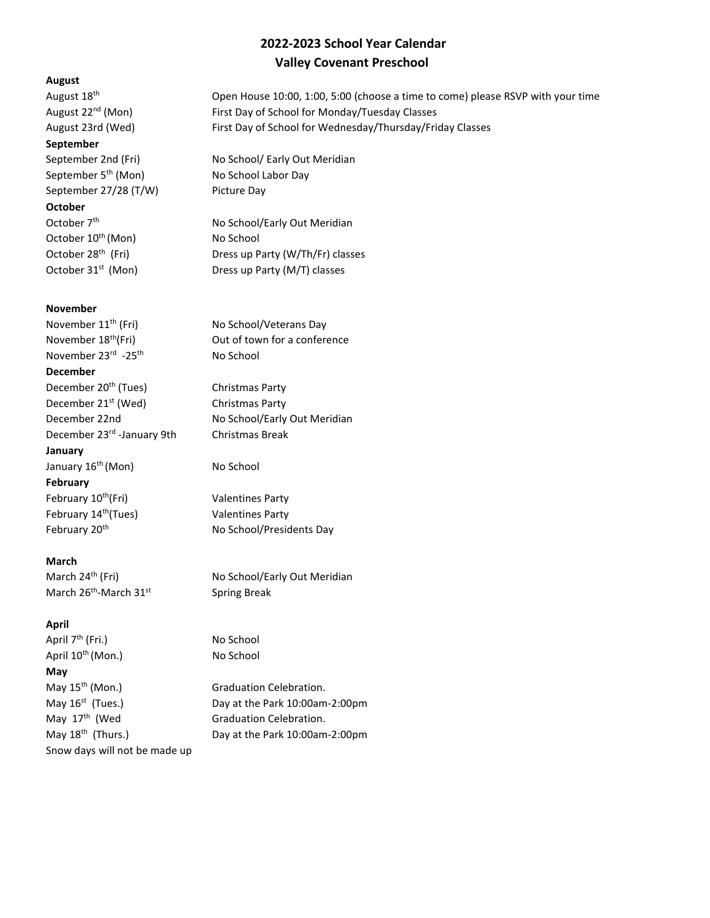# 2022-2023 School Year Calendar
## Valley Covenant Preschool

**August**

| | |
|---|---|
| August 18th | Open House 10:00, 1:00, 5:00 (choose a time to come) please RSVP with your time |
| August 22nd (Mon) | First Day of School for Monday/Tuesday Classes |
| August 23rd (Wed) | First Day of School for Wednesday/Thursday/Friday Classes |

**September**

| | |
|---|---|
| September 2nd (Fri) | No School/ Early Out Meridian |
| September 5th (Mon) | No School Labor Day |
| September 27/28 (T/W) | Picture Day |

**October**

| | |
|---|---|
| October 7th | No School/Early Out Meridian |
| October 10th (Mon) | No School |
| October 28th (Fri) | Dress up Party (W/Th/Fr) classes |
| October 31st (Mon) | Dress up Party (M/T) classes |

**November**

| | |
|---|---|
| November 11th (Fri) | No School/Veterans Day |
| November 18th(Fri) | Out of town for a conference |
| November 23rd -25th | No School |

**December**

| | |
|---|---|
| December 20th (Tues) | Christmas Party |
| December 21st (Wed) | Christmas Party |
| December 22nd | No School/Early Out Meridian |
| December 23rd -January 9th | Christmas Break |

**January**

| | |
|---|---|
| January 16th (Mon) | No School |

**February**

| | |
|---|---|
| February 10th(Fri) | Valentines Party |
| February 14th(Tues) | Valentines Party |
| February 20th | No School/Presidents Day |

**March**

| | |
|---|---|
| March 24th (Fri) | No School/Early Out Meridian |
| March 26th-March 31st | Spring Break |

**April**

| | |
|---|---|
| April 7th (Fri.) | No School |
| April 10th (Mon.) | No School |

**May**

| | |
|---|---|
| May 15th (Mon.) | Graduation Celebration. |
| May 16st (Tues.) | Day at the Park 10:00am-2:00pm |
| May 17th (Wed | Graduation Celebration. |
| May 18th (Thurs.) | Day at the Park 10:00am-2:00pm |

Snow days will not be made up